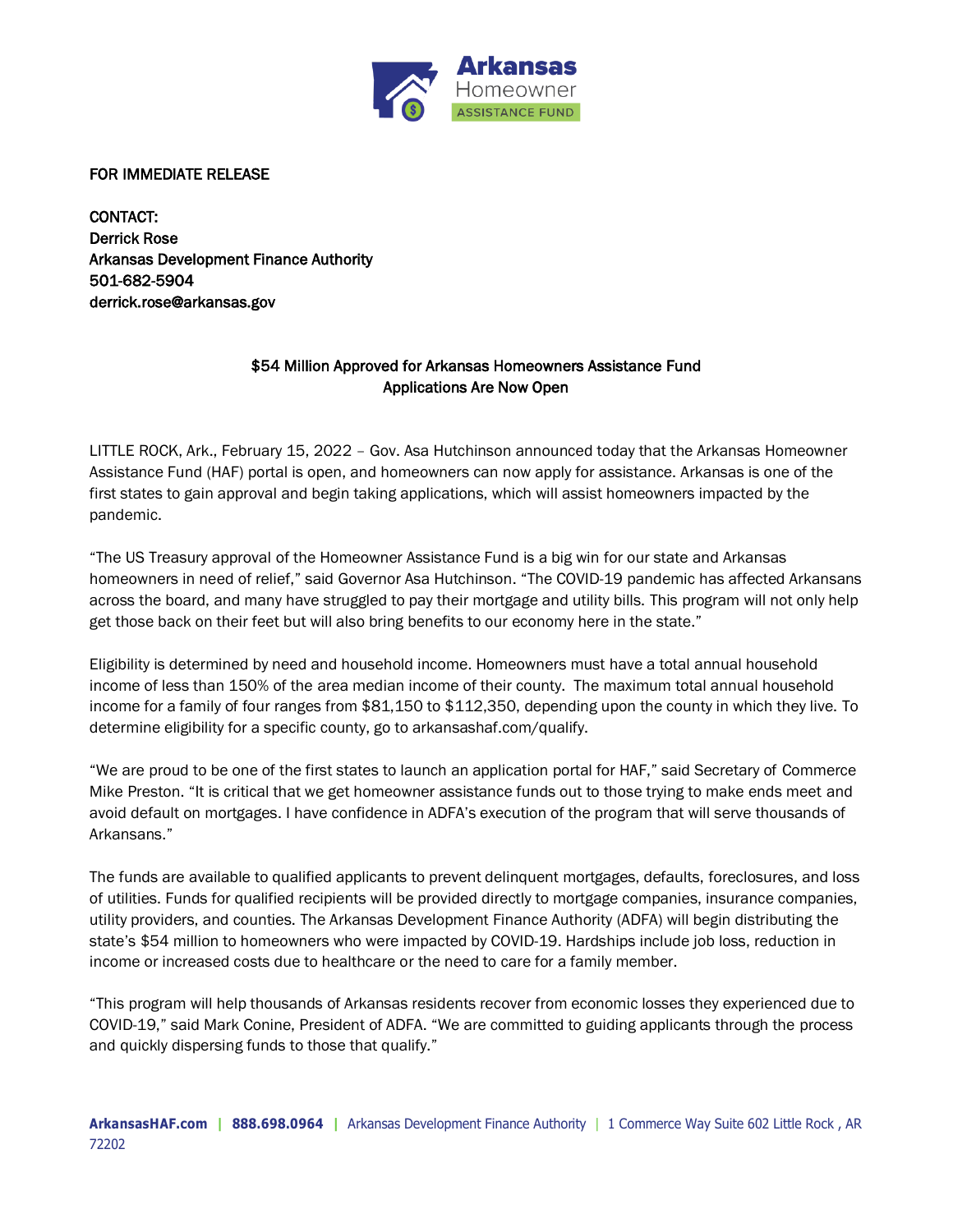FOR IMMEDIATE RELEASE

CONTACT:
Derrick Rose
Arkansas Development Finance Authority
501-682-5904
derrick.rose@arkansas.gov

## $54 Million Approved for Arkansas Homeowners Assistance Fund
## Applications Are Now Open

LITTLE ROCK, Ark., February 15, 2022 – Gov. Asa Hutchinson announced today that the Arkansas Homeowner Assistance Fund (HAF) portal is open, and homeowners can now apply for assistance. Arkansas is one of the first states to gain approval and begin taking applications, which will assist homeowners impacted by the pandemic.

"The US Treasury approval of the Homeowner Assistance Fund is a big win for our state and Arkansas homeowners in need of relief," said Governor Asa Hutchinson. "The COVID-19 pandemic has affected Arkansans across the board, and many have struggled to pay their mortgage and utility bills. This program will not only help get those back on their feet but will also bring benefits to our economy here in the state."

Eligibility is determined by need and household income. Homeowners must have a total annual household income of less than 150% of the area median income of their county. The maximum total annual household income for a family of four ranges from $81,150 to $112,350, depending upon the county in which they live. To determine eligibility for a specific county, go to arkansashaf.com/qualify.

"We are proud to be one of the first states to launch an application portal for HAF," said Secretary of Commerce Mike Preston. "It is critical that we get homeowner assistance funds out to those trying to make ends meet and avoid default on mortgages. I have confidence in ADFA's execution of the program that will serve thousands of Arkansans."

The funds are available to qualified applicants to prevent delinquent mortgages, defaults, foreclosures, and loss of utilities. Funds for qualified recipients will be provided directly to mortgage companies, insurance companies, utility providers, and counties. The Arkansas Development Finance Authority (ADFA) will begin distributing the state's $54 million to homeowners who were impacted by COVID-19. Hardships include job loss, reduction in income or increased costs due to healthcare or the need to care for a family member.

"This program will help thousands of Arkansas residents recover from economic losses they experienced due to COVID-19," said Mark Conine, President of ADFA. "We are committed to guiding applicants through the process and quickly dispersing funds to those that qualify."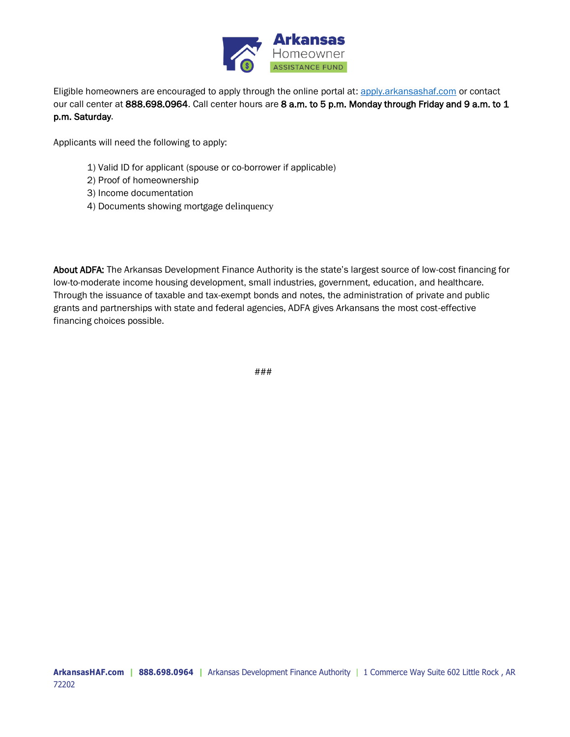Eligible homeowners are encouraged to apply through the online portal at: [apply.arkansashaf.com](http://apply.arkansashaf.com) or contact our call center at **888.698.0964**. Call center hours are **8 a.m. to 5 p.m. Monday through Friday and 9 a.m. to 1 p.m. Saturday**.

Applicants will need the following to apply:

1) Valid ID for applicant (spouse or co-borrower if applicable)
2) Proof of homeownership
3) Income documentation
4) Documents showing mortgage delinquency

**About ADFA:** The Arkansas Development Finance Authority is the state's largest source of low-cost financing for low-to-moderate income housing development, small industries, government, education, and healthcare. Through the issuance of taxable and tax-exempt bonds and notes, the administration of private and public grants and partnerships with state and federal agencies, ADFA gives Arkansans the most cost-effective financing choices possible.

###